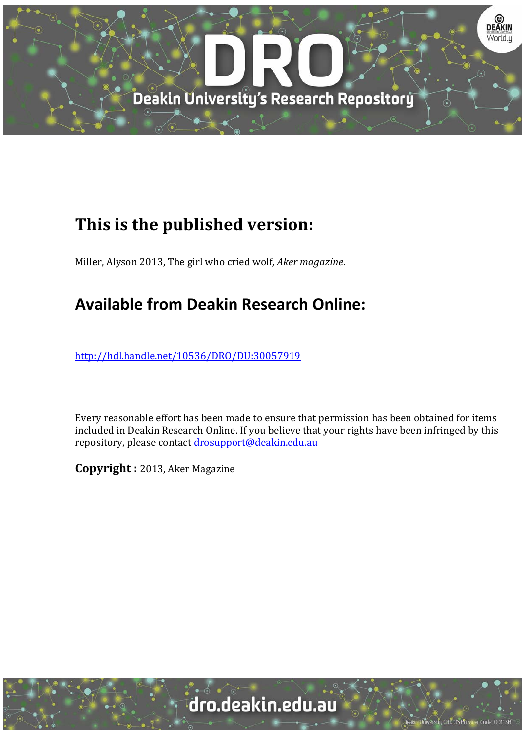## This is the published version:

Miller, Alyson 2013, The girl who cried wolf, *Aker magazine*.

## Available from Deakin Research Online:

http://hdl.handle.net/10536/DRO/DU:30057919

Every reasonable effort has been made to ensure that permission has been obtained for items included in Deakin Research Online. If you believe that your rights have been infringed by this repository, please contact drosupport@deakin.edu.au

**Copyright :** 2013, Aker Magazine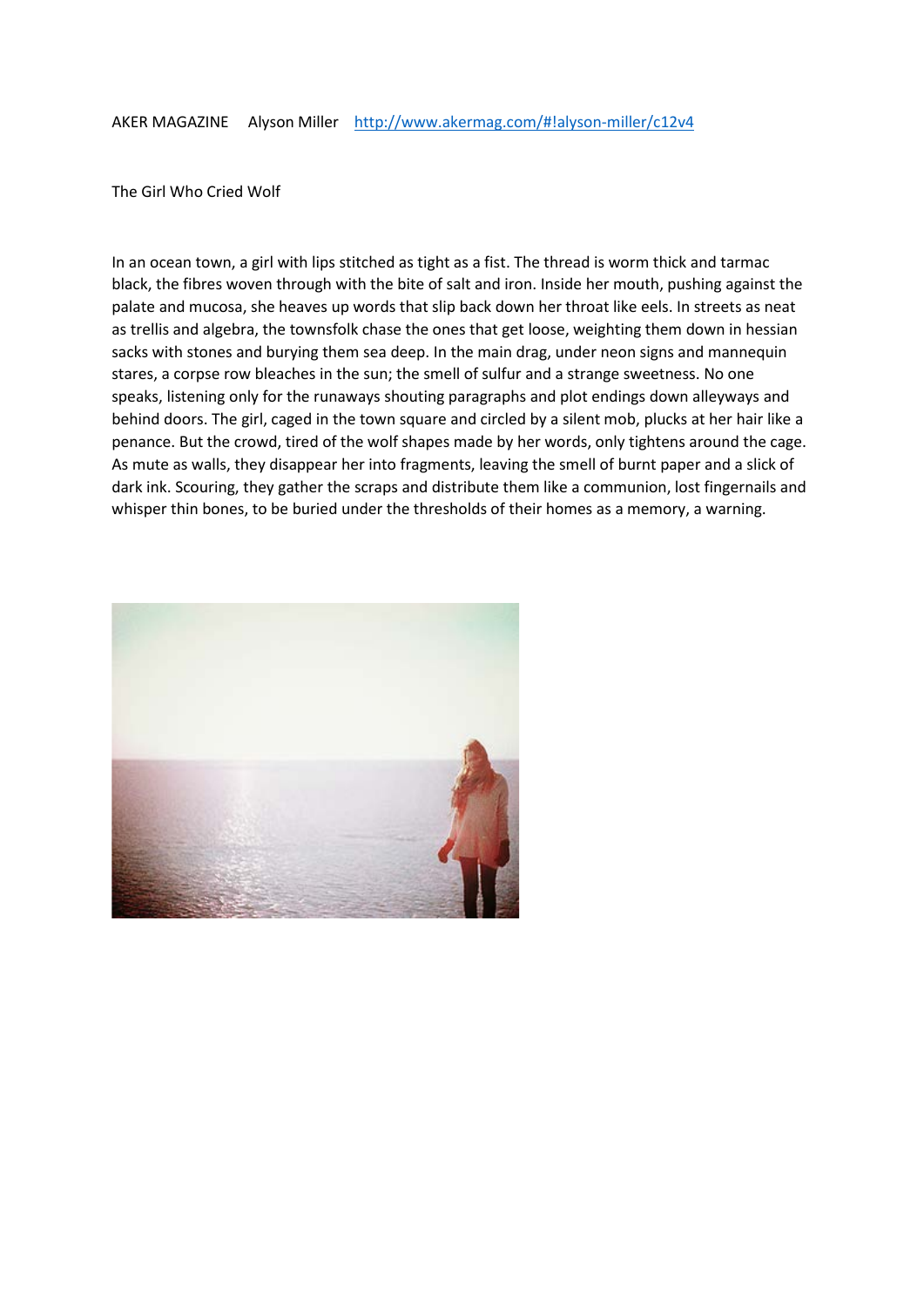AKER MAGAZINE Alyson Miller http://www.akermag.com/#!alyson-miller/c12v4

The Girl Who Cried Wolf

In an ocean town, a girl with lips stitched as tight as a fist. The thread is worm thick and tarmac black, the fibres woven through with the bite of salt and iron. Inside her mouth, pushing against the palate and mucosa, she heaves up words that slip back down her throat like eels. In streets as neat as trellis and algebra, the townsfolk chase the ones that get loose, weighting them down in hessian sacks with stones and burying them sea deep. In the main drag, under neon signs and mannequin stares, a corpse row bleaches in the sun; the smell of sulfur and a strange sweetness. No one speaks, listening only for the runaways shouting paragraphs and plot endings down alleyways and behind doors. The girl, caged in the town square and circled by a silent mob, plucks at her hair like a penance. But the crowd, tired of the wolf shapes made by her words, only tightens around the cage. As mute as walls, they disappear her into fragments, leaving the smell of burnt paper and a slick of dark ink. Scouring, they gather the scraps and distribute them like a communion, lost fingernails and whisper thin bones, to be buried under the thresholds of their homes as a memory, a warning.